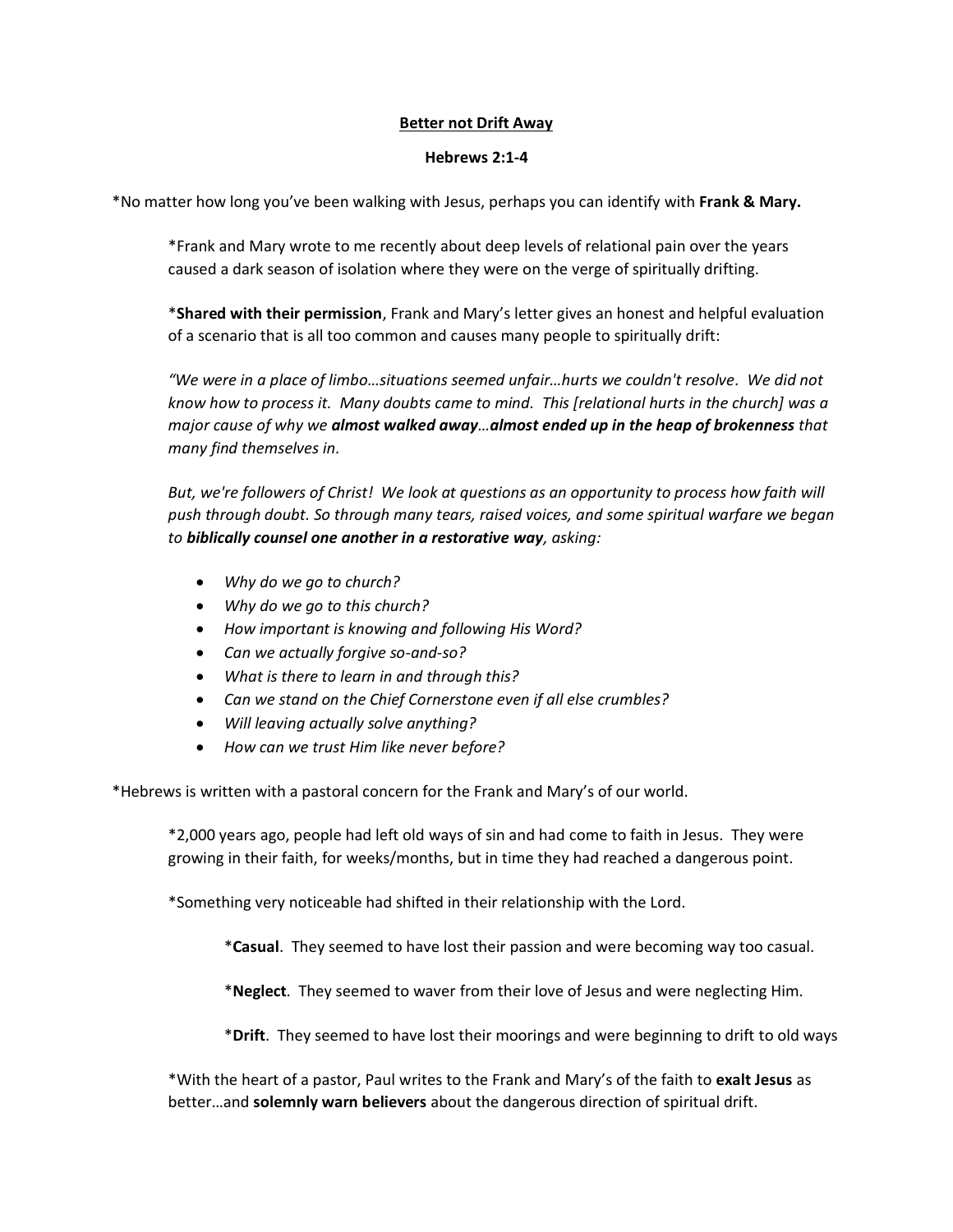**Better not Drift Away**

**Hebrews 2:1-4**

*No matter how long you've been walking with Jesus, perhaps you can identify with **Frank & Mary.**

*Frank and Mary wrote to me recently about deep levels of relational pain over the years caused a dark season of isolation where they were on the verge of spiritually drifting.

***Shared with their permission**, Frank and Mary's letter gives an honest and helpful evaluation of a scenario that is all too common and causes many people to spiritually drift:

*"We were in a place of limbo…situations seemed unfair…hurts we couldn't resolve. We did not know how to process it. Many doubts came to mind. This [relational hurts in the church] was a major cause of why we **almost walked away**…**almost ended up in the heap of brokenness** that many find themselves in.*

*But, we're followers of Christ! We look at questions as an opportunity to process how faith will push through doubt. So through many tears, raised voices, and some spiritual warfare we began to **biblically counsel one another in a restorative way**, asking:*

- *Why do we go to church?*
- *Why do we go to this church?*
- *How important is knowing and following His Word?*
- *Can we actually forgive so-and-so?*
- *What is there to learn in and through this?*
- *Can we stand on the Chief Cornerstone even if all else crumbles?*
- *Will leaving actually solve anything?*
- *How can we trust Him like never before?*

*Hebrews is written with a pastoral concern for the Frank and Mary's of our world.

*2,000 years ago, people had left old ways of sin and had come to faith in Jesus. They were growing in their faith, for weeks/months, but in time they had reached a dangerous point.

*Something very noticeable had shifted in their relationship with the Lord.

***Casual**. They seemed to have lost their passion and were becoming way too casual.

***Neglect**. They seemed to waver from their love of Jesus and were neglecting Him.

***Drift**. They seemed to have lost their moorings and were beginning to drift to old ways

*With the heart of a pastor, Paul writes to the Frank and Mary's of the faith to **exalt Jesus** as better…and **solemnly warn believers** about the dangerous direction of spiritual drift.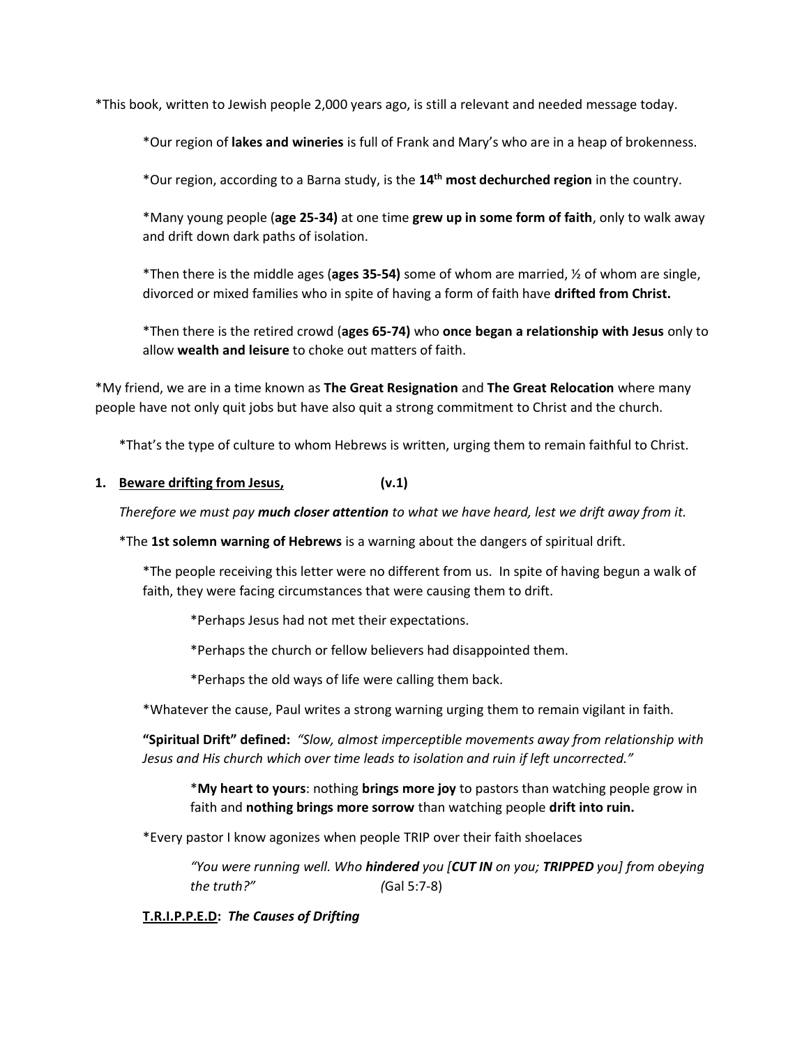*This book, written to Jewish people 2,000 years ago, is still a relevant and needed message today.

*Our region of **lakes and wineries** is full of Frank and Mary's who are in a heap of brokenness.

*Our region, according to a Barna study, is the **14th most dechurched region** in the country.

*Many young people (**age 25-34)** at one time **grew up in some form of faith**, only to walk away and drift down dark paths of isolation.

*Then there is the middle ages (**ages 35-54)** some of whom are married, ½ of whom are single, divorced or mixed families who in spite of having a form of faith have **drifted from Christ.**

*Then there is the retired crowd (**ages 65-74)** who **once began a relationship with Jesus** only to allow **wealth and leisure** to choke out matters of faith.

*My friend, we are in a time known as **The Great Resignation** and **The Great Relocation** where many people have not only quit jobs but have also quit a strong commitment to Christ and the church.

*That's the type of culture to whom Hebrews is written, urging them to remain faithful to Christ.

**1. Beware drifting from Jesus, (v.1)**

*Therefore we must pay **much closer attention** to what we have heard, lest we drift away from it.*

*The **1st solemn warning of Hebrews** is a warning about the dangers of spiritual drift.

*The people receiving this letter were no different from us. In spite of having begun a walk of faith, they were facing circumstances that were causing them to drift.

*Perhaps Jesus had not met their expectations.

*Perhaps the church or fellow believers had disappointed them.

*Perhaps the old ways of life were calling them back.

*Whatever the cause, Paul writes a strong warning urging them to remain vigilant in faith.

**"Spiritual Drift" defined:** *"Slow, almost imperceptible movements away from relationship with Jesus and His church which over time leads to isolation and ruin if left uncorrected."*

***My heart to yours**: nothing **brings more joy** to pastors than watching people grow in faith and **nothing brings more sorrow** than watching people **drift into ruin.**

*Every pastor I know agonizes when people TRIP over their faith shoelaces

*"You were running well. Who **hindered** you [**CUT IN** on you; **TRIPPED** you] from obeying the truth?"* (Gal 5:7-8)

**T.R.I.P.P.E.D:** ***The Causes of Drifting***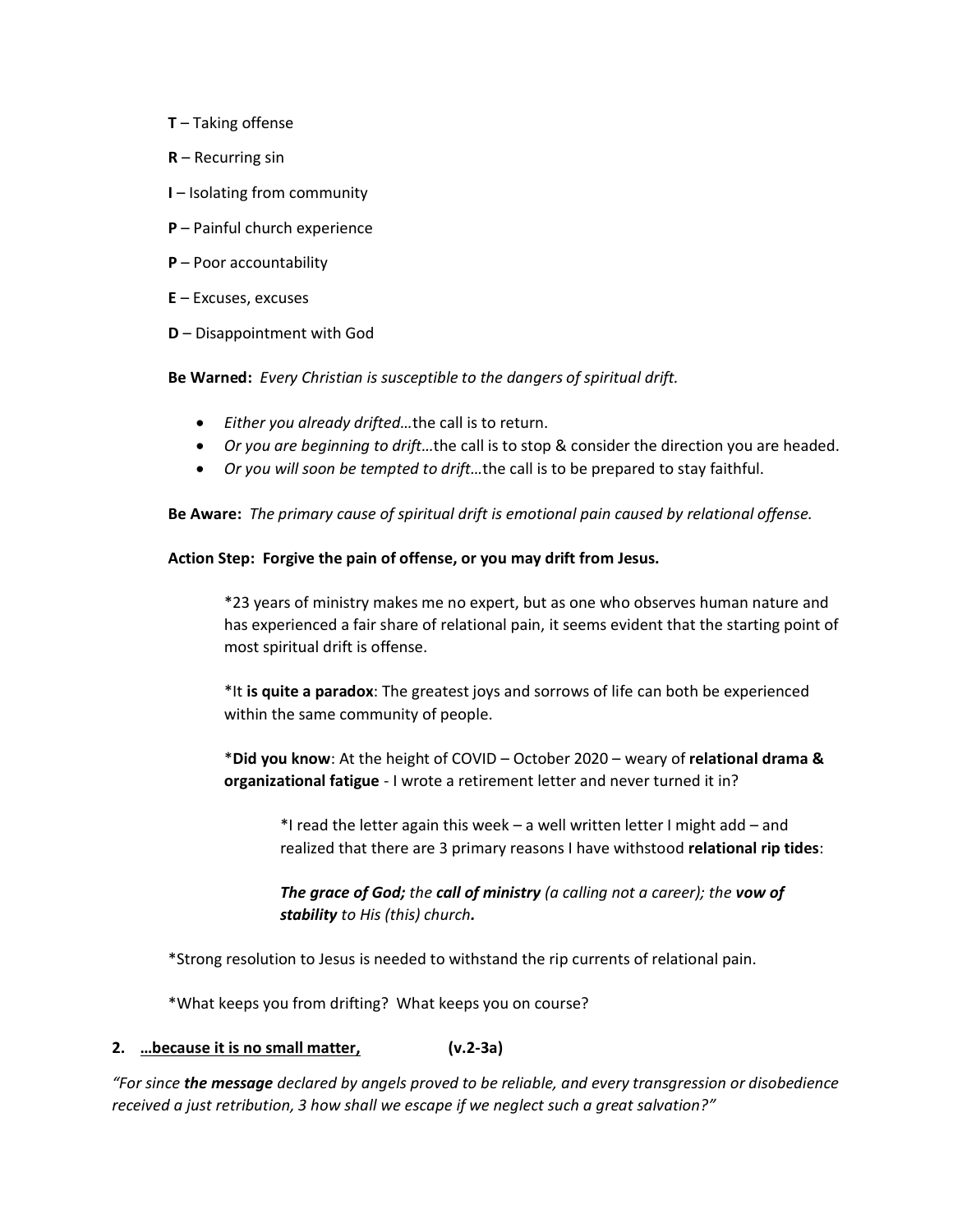**T** – Taking offense

**R** – Recurring sin

**I** – Isolating from community

**P** – Painful church experience

**P** – Poor accountability

**E** – Excuses, excuses

**D** – Disappointment with God

**Be Warned:** *Every Christian is susceptible to the dangers of spiritual drift.*

- *Either you already drifted…*the call is to return.
- *Or you are beginning to drift…*the call is to stop & consider the direction you are headed.
- *Or you will soon be tempted to drift…*the call is to be prepared to stay faithful.

**Be Aware:** *The primary cause of spiritual drift is emotional pain caused by relational offense.*

**Action Step: Forgive the pain of offense, or you may drift from Jesus.**

> *23 years of ministry makes me no expert, but as one who observes human nature and has experienced a fair share of relational pain, it seems evident that the starting point of most spiritual drift is offense.
>
> *It **is quite a paradox**: The greatest joys and sorrows of life can both be experienced within the same community of people.
>
> ***Did you know**: At the height of COVID – October 2020 – weary of **relational drama & organizational fatigue** - I wrote a retirement letter and never turned it in?
>
> > *I read the letter again this week – a well written letter I might add – and realized that there are 3 primary reasons I have withstood **relational rip tides**:
> >
> > ***The grace of God;*** *the* ***call of ministry*** *(a calling not a career); the* ***vow of stability*** *to His (this) church.*

*Strong resolution to Jesus is needed to withstand the rip currents of relational pain.

*What keeps you from drifting? What keeps you on course?

**2. <u>…because it is no small matter,</u> (v.2-3a)**

*"For since **the message** declared by angels proved to be reliable, and every transgression or disobedience received a just retribution, 3 how shall we escape if we neglect such a great salvation?"*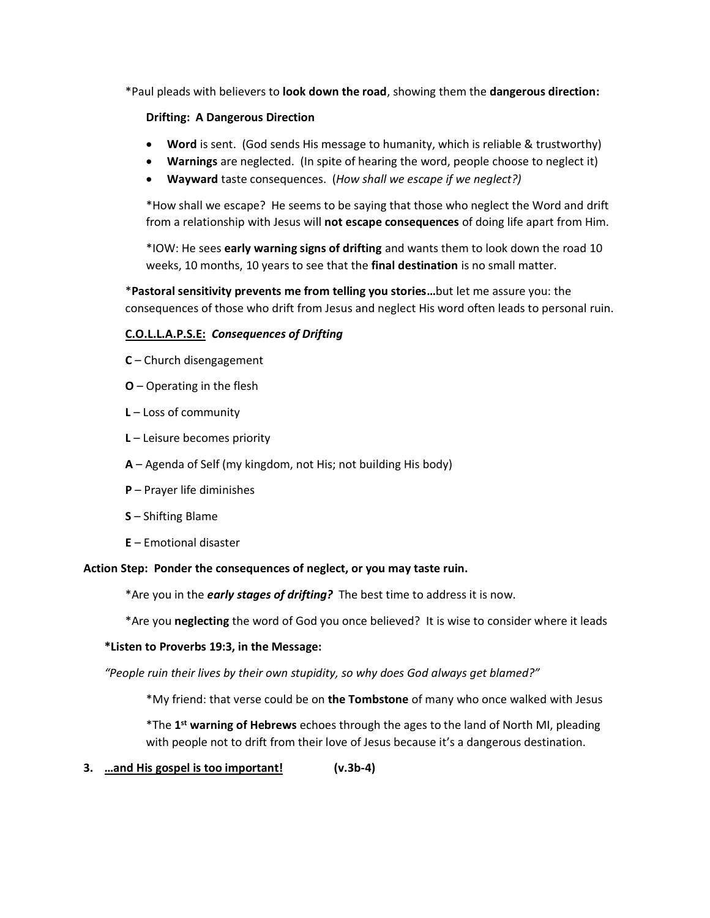*Paul pleads with believers to **look down the road**, showing them the **dangerous direction:**

**Drifting: A Dangerous Direction**

- **Word** is sent. (God sends His message to humanity, which is reliable & trustworthy)
- **Warnings** are neglected. (In spite of hearing the word, people choose to neglect it)
- **Wayward** taste consequences. (*How shall we escape if we neglect?)*

*How shall we escape? He seems to be saying that those who neglect the Word and drift from a relationship with Jesus will **not escape consequences** of doing life apart from Him.

*IOW: He sees **early warning signs of drifting** and wants them to look down the road 10 weeks, 10 months, 10 years to see that the **final destination** is no small matter.

***Pastoral sensitivity prevents me from telling you stories…**but let me assure you: the consequences of those who drift from Jesus and neglect His word often leads to personal ruin.

**<u>C.O.L.L.A.P.S.E:</u>** ***Consequences of Drifting***

**C** – Church disengagement

**O** – Operating in the flesh

**L** – Loss of community

**L** – Leisure becomes priority

**A** – Agenda of Self (my kingdom, not His; not building His body)

**P** – Prayer life diminishes

**S** – Shifting Blame

**E** – Emotional disaster

**Action Step: Ponder the consequences of neglect, or you may taste ruin.**

*Are you in the ***early stages of drifting?*** The best time to address it is now.

*Are you **neglecting** the word of God you once believed? It is wise to consider where it leads

***Listen to Proverbs 19:3, in the Message:**

*"People ruin their lives by their own stupidity, so why does God always get blamed?"*

*My friend: that verse could be on **the Tombstone** of many who once walked with Jesus

*The **1st warning of Hebrews** echoes through the ages to the land of North MI, pleading with people not to drift from their love of Jesus because it's a dangerous destination.

**3. <u>…and His gospel is too important!</u> (v.3b-4)**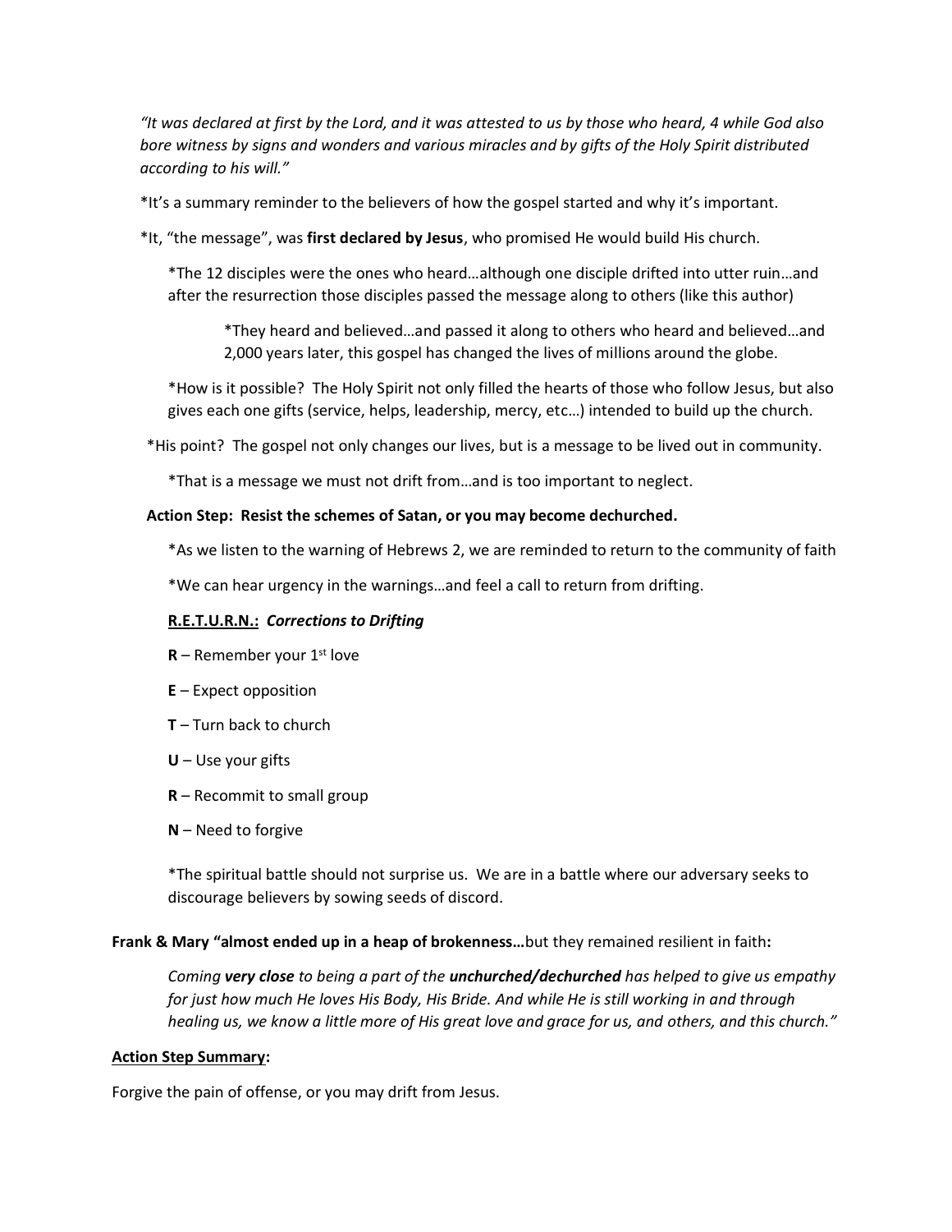*"It was declared at first by the Lord, and it was attested to us by those who heard, 4 while God also bore witness by signs and wonders and various miracles and by gifts of the Holy Spirit distributed according to his will."*

*It's a summary reminder to the believers of how the gospel started and why it's important.

*It, "the message", was **first declared by Jesus**, who promised He would build His church.

> *The 12 disciples were the ones who heard…although one disciple drifted into utter ruin…and after the resurrection those disciples passed the message along to others (like this author)
>
> > *They heard and believed…and passed it along to others who heard and believed…and 2,000 years later, this gospel has changed the lives of millions around the globe.
>
> *How is it possible? The Holy Spirit not only filled the hearts of those who follow Jesus, but also gives each one gifts (service, helps, leadership, mercy, etc…) intended to build up the church.

*His point? The gospel not only changes our lives, but is a message to be lived out in community.

> *That is a message we must not drift from…and is too important to neglect.

**Action Step: Resist the schemes of Satan, or you may become dechurched.**

> *As we listen to the warning of Hebrews 2, we are reminded to return to the community of faith
>
> *We can hear urgency in the warnings…and feel a call to return from drifting.
>
> **R.E.T.U.R.N.:** ***Corrections to Drifting***
>
> **R** – Remember your 1st love
>
> **E** – Expect opposition
>
> **T** – Turn back to church
>
> **U** – Use your gifts
>
> **R** – Recommit to small group
>
> **N** – Need to forgive
>
> *The spiritual battle should not surprise us. We are in a battle where our adversary seeks to discourage believers by sowing seeds of discord.

**Frank & Mary "almost ended up in a heap of brokenness…**but they remained resilient in faith**:**

> *Coming **very close** to being a part of the **unchurched/dechurched** has helped to give us empathy for just how much He loves His Body, His Bride. And while He is still working in and through healing us, we know a little more of His great love and grace for us, and others, and this church."*

**Action Step Summary:**

Forgive the pain of offense, or you may drift from Jesus.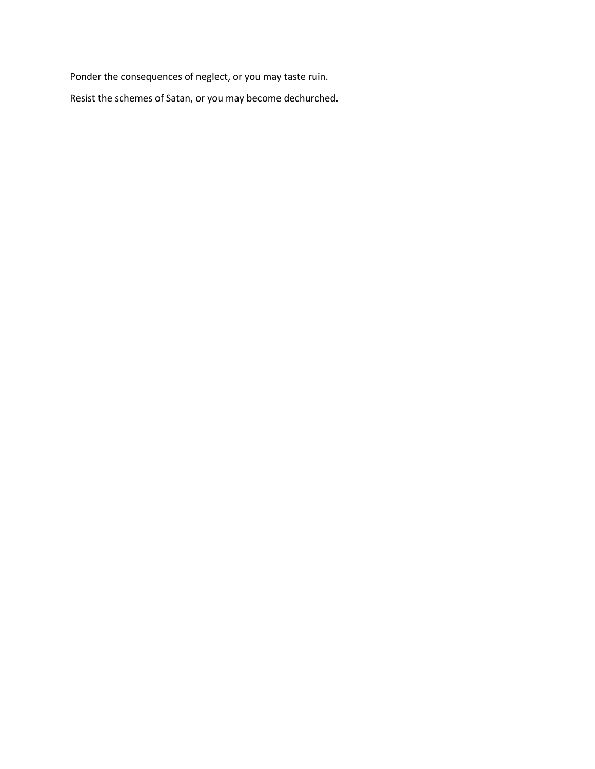Ponder the consequences of neglect, or you may taste ruin.

Resist the schemes of Satan, or you may become dechurched.